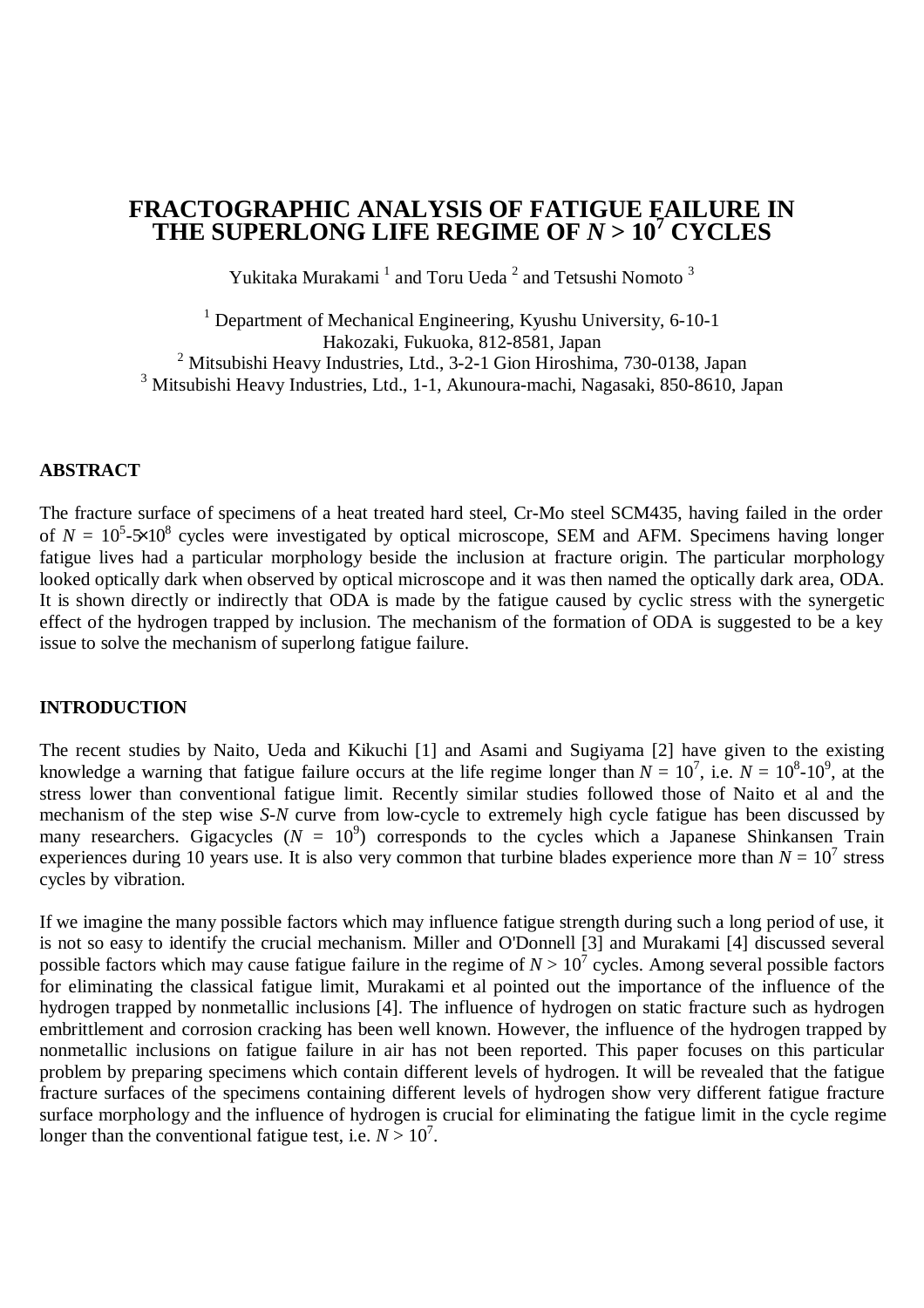# FRACTOGRAPHIC ANALYSIS OF FATIGUE FAILURE IN THE SUPERLONG LIFE REGIME OF $N > 10^7$ CYCLES

Yukitaka Murakami [1] and Toru Ueda [2] and Tetsushi Nomoto [3]

[1] Department of Mechanical Engineering, Kyushu University, 6-10-1 Hakozaki, Fukuoka, 812-8581, Japan
[2] Mitsubishi Heavy Industries, Ltd., 3-2-1 Gion Hiroshima, 730-0138, Japan
[3] Mitsubishi Heavy Industries, Ltd., 1-1, Akunoura-machi, Nagasaki, 850-8610, Japan

## ABSTRACT

The fracture surface of specimens of a heat treated hard steel, Cr-Mo steel SCM435, having failed in the order of $N = 10^5$-$5\times10^8$ cycles were investigated by optical microscope, SEM and AFM. Specimens having longer fatigue lives had a particular morphology beside the inclusion at fracture origin. The particular morphology looked optically dark when observed by optical microscope and it was then named the optically dark area, ODA. It is shown directly or indirectly that ODA is made by the fatigue caused by cyclic stress with the synergetic effect of the hydrogen trapped by inclusion. The mechanism of the formation of ODA is suggested to be a key issue to solve the mechanism of superlong fatigue failure.

## INTRODUCTION

The recent studies by Naito, Ueda and Kikuchi [1] and Asami and Sugiyama [2] have given to the existing knowledge a warning that fatigue failure occurs at the life regime longer than $N = 10^7$, i.e. $N = 10^8$-$10^9$, at the stress lower than conventional fatigue limit. Recently similar studies followed those of Naito et al and the mechanism of the step wise *S-N* curve from low-cycle to extremely high cycle fatigue has been discussed by many researchers. Gigacycles ($N = 10^9$) corresponds to the cycles which a Japanese Shinkansen Train experiences during 10 years use. It is also very common that turbine blades experience more than $N = 10^7$ stress cycles by vibration.

If we imagine the many possible factors which may influence fatigue strength during such a long period of use, it is not so easy to identify the crucial mechanism. Miller and O'Donnell [3] and Murakami [4] discussed several possible factors which may cause fatigue failure in the regime of $N > 10^7$ cycles. Among several possible factors for eliminating the classical fatigue limit, Murakami et al pointed out the importance of the influence of the hydrogen trapped by nonmetallic inclusions [4]. The influence of hydrogen on static fracture such as hydrogen embrittlement and corrosion cracking has been well known. However, the influence of the hydrogen trapped by nonmetallic inclusions on fatigue failure in air has not been reported. This paper focuses on this particular problem by preparing specimens which contain different levels of hydrogen. It will be revealed that the fatigue fracture surfaces of the specimens containing different levels of hydrogen show very different fatigue fracture surface morphology and the influence of hydrogen is crucial for eliminating the fatigue limit in the cycle regime longer than the conventional fatigue test, i.e. $N > 10^7$.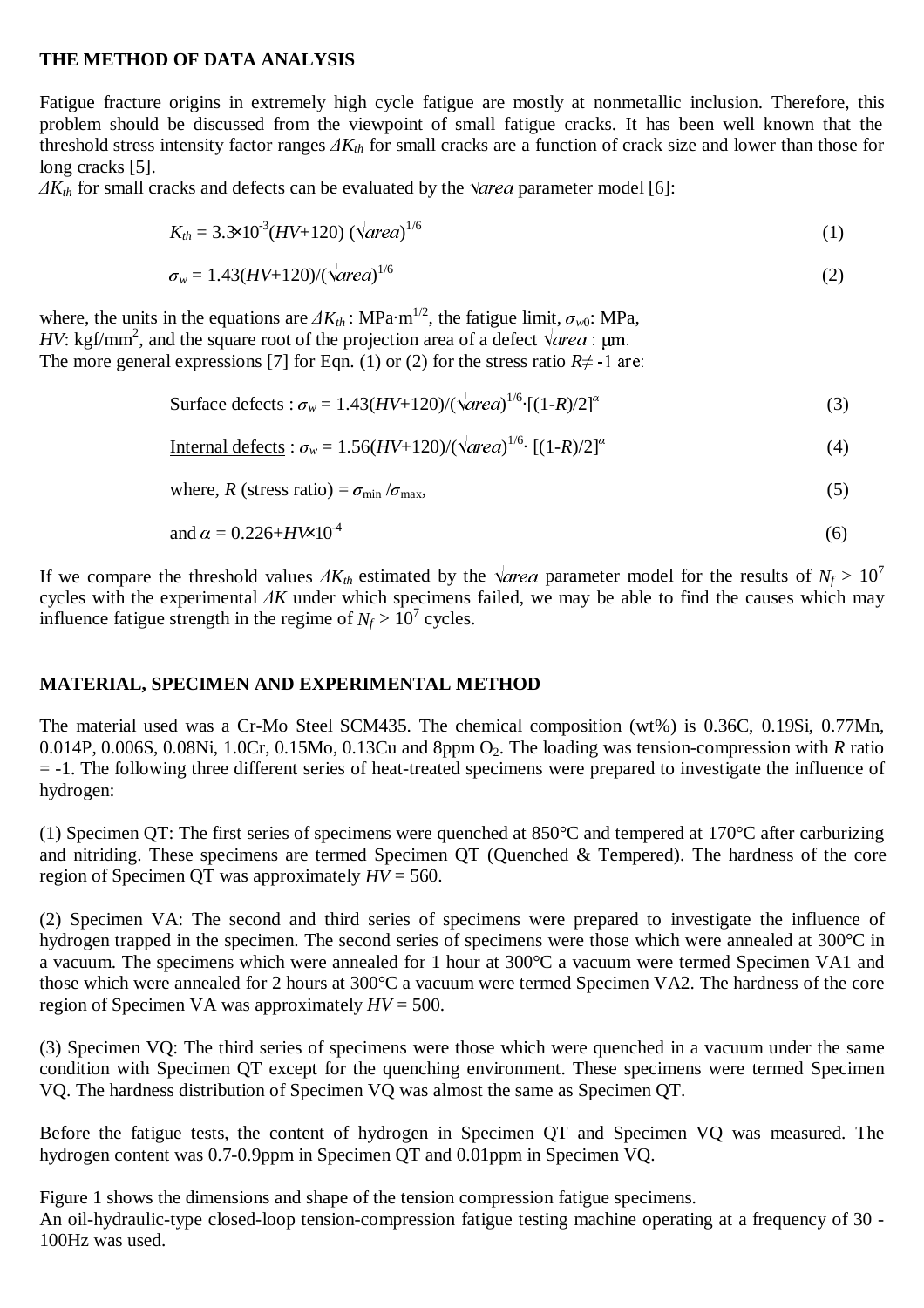## THE METHOD OF DATA ANALYSIS

Fatigue fracture origins in extremely high cycle fatigue are mostly at nonmetallic inclusion. Therefore, this problem should be discussed from the viewpoint of small fatigue cracks. It has been well known that the threshold stress intensity factor ranges $\Delta K_{th}$ for small cracks are a function of crack size and lower than those for long cracks [5].

$\Delta K_{th}$ for small cracks and defects can be evaluated by the $\sqrt{area}$ parameter model [6]:

$$K_{th} = 3.3\times10^{-3}(HV+120)\,(\sqrt{area})^{1/6} \tag{1}$$

$$\sigma_w = 1.43(HV+120)/(\sqrt{area})^{1/6} \tag{2}$$

where, the units in the equations are $\Delta K_{th}$ : MPa·m$^{1/2}$, the fatigue limit, $\sigma_{w0}$: MPa, $HV$: kgf/mm$^2$, and the square root of the projection area of a defect $\sqrt{area}$ : μm.
The more general expressions [7] for Eqn. (1) or (2) for the stress ratio $R \neq -1$ are:

$$\underline{\text{Surface defects}} : \sigma_w = 1.43(HV+120)/(\sqrt{area})^{1/6}\cdot[(1-R)/2]^{\alpha} \tag{3}$$

$$\underline{\text{Internal defects}} : \sigma_w = 1.56(HV+120)/(\sqrt{area})^{1/6}\cdot[(1-R)/2]^{\alpha} \tag{4}$$

$$\text{where, } R \text{ (stress ratio)} = \sigma_{\min}/\sigma_{\max}, \tag{5}$$

$$\text{and } \alpha = 0.226+HV\times10^{-4} \tag{6}$$

If we compare the threshold values $\Delta K_{th}$ estimated by the $\sqrt{area}$ parameter model for the results of $N_f > 10^7$ cycles with the experimental $\Delta K$ under which specimens failed, we may be able to find the causes which may influence fatigue strength in the regime of $N_f > 10^7$ cycles.

## MATERIAL, SPECIMEN AND EXPERIMENTAL METHOD

The material used was a Cr-Mo Steel SCM435. The chemical composition (wt%) is 0.36C, 0.19Si, 0.77Mn, 0.014P, 0.006S, 0.08Ni, 1.0Cr, 0.15Mo, 0.13Cu and 8ppm $O_2$. The loading was tension-compression with $R$ ratio = -1. The following three different series of heat-treated specimens were prepared to investigate the influence of hydrogen:

(1) Specimen QT: The first series of specimens were quenched at 850°C and tempered at 170°C after carburizing and nitriding. These specimens are termed Specimen QT (Quenched & Tempered). The hardness of the core region of Specimen QT was approximately $HV$ = 560.

(2) Specimen VA: The second and third series of specimens were prepared to investigate the influence of hydrogen trapped in the specimen. The second series of specimens were those which were annealed at 300°C in a vacuum. The specimens which were annealed for 1 hour at 300°C a vacuum were termed Specimen VA1 and those which were annealed for 2 hours at 300°C a vacuum were termed Specimen VA2. The hardness of the core region of Specimen VA was approximately $HV$ = 500.

(3) Specimen VQ: The third series of specimens were those which were quenched in a vacuum under the same condition with Specimen QT except for the quenching environment. These specimens were termed Specimen VQ. The hardness distribution of Specimen VQ was almost the same as Specimen QT.

Before the fatigue tests, the content of hydrogen in Specimen QT and Specimen VQ was measured. The hydrogen content was 0.7-0.9ppm in Specimen QT and 0.01ppm in Specimen VQ.

Figure 1 shows the dimensions and shape of the tension compression fatigue specimens.
An oil-hydraulic-type closed-loop tension-compression fatigue testing machine operating at a frequency of 30 - 100Hz was used.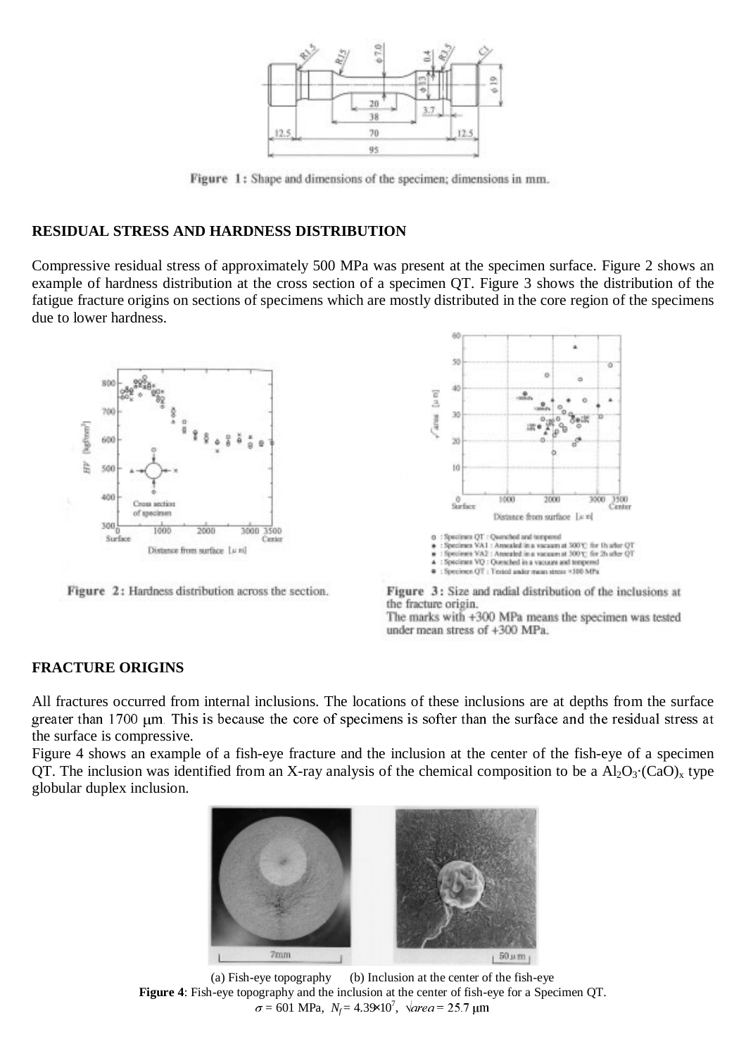Figure 1: Shape and dimensions of the specimen; dimensions in mm.

## RESIDUAL STRESS AND HARDNESS DISTRIBUTION

Compressive residual stress of approximately 500 MPa was present at the specimen surface. Figure 2 shows an example of hardness distribution at the cross section of a specimen QT. Figure 3 shows the distribution of the fatigue fracture origins on sections of specimens which are mostly distributed in the core region of the specimens due to lower hardness.

Figure 2: Hardness distribution across the section.

Figure 3: Size and radial distribution of the inclusions at the fracture origin.
The marks with +300 MPa means the specimen was tested under mean stress of +300 MPa.

## FRACTURE ORIGINS

All fractures occurred from internal inclusions. The locations of these inclusions are at depths from the surface greater than 1700 μm. This is because the core of specimens is softer than the surface and the residual stress at the surface is compressive.

Figure 4 shows an example of a fish-eye fracture and the inclusion at the center of the fish-eye of a specimen QT. The inclusion was identified from an X-ray analysis of the chemical composition to be a $Al_2O_3 \cdot (CaO)_x$ type globular duplex inclusion.

(a) Fish-eye topography (b) Inclusion at the center of the fish-eye

**Figure 4**: Fish-eye topography and the inclusion at the center of fish-eye for a Specimen QT. $\sigma = 601$ MPa, $N_f = 4.39 \times 10^7$, $\sqrt{area} = 25.7$ μm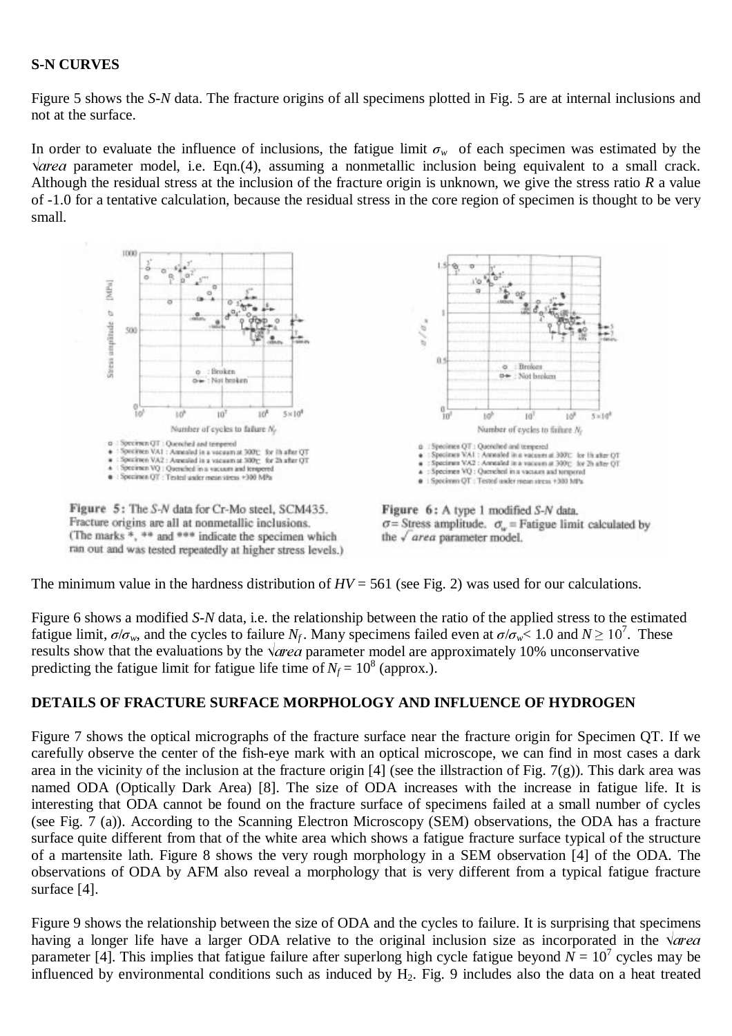**S-N CURVES**

Figure 5 shows the *S-N* data. The fracture origins of all specimens plotted in Fig. 5 are at internal inclusions and not at the surface.

In order to evaluate the influence of inclusions, the fatigue limit $\sigma_w$ of each specimen was estimated by the $\sqrt{area}$ parameter model, i.e. Eqn.(4), assuming a nonmetallic inclusion being equivalent to a small crack. Although the residual stress at the inclusion of the fracture origin is unknown, we give the stress ratio *R* a value of -1.0 for a tentative calculation, because the residual stress in the core region of specimen is thought to be very small.

**Figure 5:** The *S-N* data for Cr-Mo steel, SCM435. Fracture origins are all at nonmetallic inclusions. (The marks *, ** and *** indicate the specimen which ran out and was tested repeatedly at higher stress levels.)

**Figure 6:** A type 1 modified *S-N* data. $\sigma$= Stress amplitude. $\sigma_w$ = Fatigue limit calculated by the $\sqrt{area}$ parameter model.

The minimum value in the hardness distribution of $HV$ = 561 (see Fig. 2) was used for our calculations.

Figure 6 shows a modified *S-N* data, i.e. the relationship between the ratio of the applied stress to the estimated fatigue limit, $\sigma/\sigma_w$, and the cycles to failure $N_f$. Many specimens failed even at $\sigma/\sigma_w < 1.0$ and $N \geq 10^7$. These results show that the evaluations by the $\sqrt{area}$ parameter model are approximately 10% unconservative predicting the fatigue limit for fatigue life time of $N_f = 10^8$ (approx.).

**DETAILS OF FRACTURE SURFACE MORPHOLOGY AND INFLUENCE OF HYDROGEN**

Figure 7 shows the optical micrographs of the fracture surface near the fracture origin for Specimen QT. If we carefully observe the center of the fish-eye mark with an optical microscope, we can find in most cases a dark area in the vicinity of the inclusion at the fracture origin [4] (see the illstraction of Fig. 7(g)). This dark area was named ODA (Optically Dark Area) [8]. The size of ODA increases with the increase in fatigue life. It is interesting that ODA cannot be found on the fracture surface of specimens failed at a small number of cycles (see Fig. 7 (a)). According to the Scanning Electron Microscopy (SEM) observations, the ODA has a fracture surface quite different from that of the white area which shows a fatigue fracture surface typical of the structure of a martensite lath. Figure 8 shows the very rough morphology in a SEM observation [4] of the ODA. The observations of ODA by AFM also reveal a morphology that is very different from a typical fatigue fracture surface [4].

Figure 9 shows the relationship between the size of ODA and the cycles to failure. It is surprising that specimens having a longer life have a larger ODA relative to the original inclusion size as incorporated in the $\sqrt{area}$ parameter [4]. This implies that fatigue failure after superlong high cycle fatigue beyond $N = 10^7$ cycles may be influenced by environmental conditions such as induced by $H_2$. Fig. 9 includes also the data on a heat treated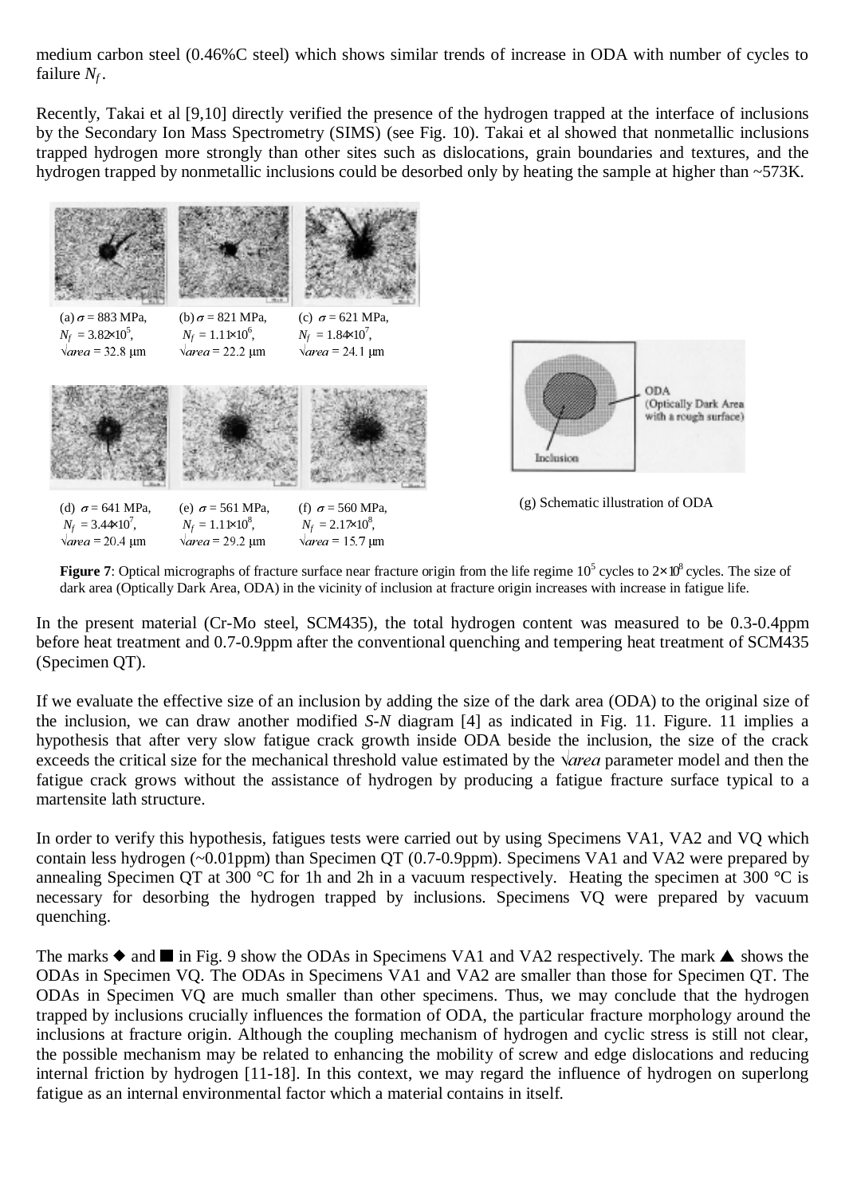medium carbon steel (0.46%C steel) which shows similar trends of increase in ODA with number of cycles to failure $N_f$.

Recently, Takai et al [9,10] directly verified the presence of the hydrogen trapped at the interface of inclusions by the Secondary Ion Mass Spectrometry (SIMS) (see Fig. 10). Takai et al showed that nonmetallic inclusions trapped hydrogen more strongly than other sites such as dislocations, grain boundaries and textures, and the hydrogen trapped by nonmetallic inclusions could be desorbed only by heating the sample at higher than ~573K.

(a) $\sigma$ = 883 MPa, $N_f$ = 3.82×10$^5$, $\sqrt{area}$ = 32.8 μm

(b) $\sigma$ = 821 MPa, $N_f$ = 1.11×10$^6$, $\sqrt{area}$ = 22.2 μm

(c) $\sigma$ = 621 MPa, $N_f$ = 1.84×10$^7$, $\sqrt{area}$ = 24.1 μm

(d) $\sigma$ = 641 MPa, $N_f$ = 3.44×10$^7$, $\sqrt{area}$ = 20.4 μm

(e) $\sigma$ = 561 MPa, $N_f$ = 1.11×10$^8$, $\sqrt{area}$ = 29.2 μm

(f) $\sigma$ = 560 MPa, $N_f$ = 2.17×10$^8$, $\sqrt{area}$ = 15.7 μm

ODA (Optically Dark Area with a rough surface)

Inclusion

(g) Schematic illustration of ODA

**Figure 7**: Optical micrographs of fracture surface near fracture origin from the life regime $10^5$ cycles to $2\times10^8$ cycles. The size of dark area (Optically Dark Area, ODA) in the vicinity of inclusion at fracture origin increases with increase in fatigue life.

In the present material (Cr-Mo steel, SCM435), the total hydrogen content was measured to be 0.3-0.4ppm before heat treatment and 0.7-0.9ppm after the conventional quenching and tempering heat treatment of SCM435 (Specimen QT).

If we evaluate the effective size of an inclusion by adding the size of the dark area (ODA) to the original size of the inclusion, we can draw another modified *S-N* diagram [4] as indicated in Fig. 11. Figure. 11 implies a hypothesis that after very slow fatigue crack growth inside ODA beside the inclusion, the size of the crack exceeds the critical size for the mechanical threshold value estimated by the $\sqrt{area}$ parameter model and then the fatigue crack grows without the assistance of hydrogen by producing a fatigue fracture surface typical to a martensite lath structure.

In order to verify this hypothesis, fatigues tests were carried out by using Specimens VA1, VA2 and VQ which contain less hydrogen (~0.01ppm) than Specimen QT (0.7-0.9ppm). Specimens VA1 and VA2 were prepared by annealing Specimen QT at 300 °C for 1h and 2h in a vacuum respectively. Heating the specimen at 300 °C is necessary for desorbing the hydrogen trapped by inclusions. Specimens VQ were prepared by vacuum quenching.

The marks ◆ and ■ in Fig. 9 show the ODAs in Specimens VA1 and VA2 respectively. The mark ▲ shows the ODAs in Specimen VQ. The ODAs in Specimens VA1 and VA2 are smaller than those for Specimen QT. The ODAs in Specimen VQ are much smaller than other specimens. Thus, we may conclude that the hydrogen trapped by inclusions crucially influences the formation of ODA, the particular fracture morphology around the inclusions at fracture origin. Although the coupling mechanism of hydrogen and cyclic stress is still not clear, the possible mechanism may be related to enhancing the mobility of screw and edge dislocations and reducing internal friction by hydrogen [11-18]. In this context, we may regard the influence of hydrogen on superlong fatigue as an internal environmental factor which a material contains in itself.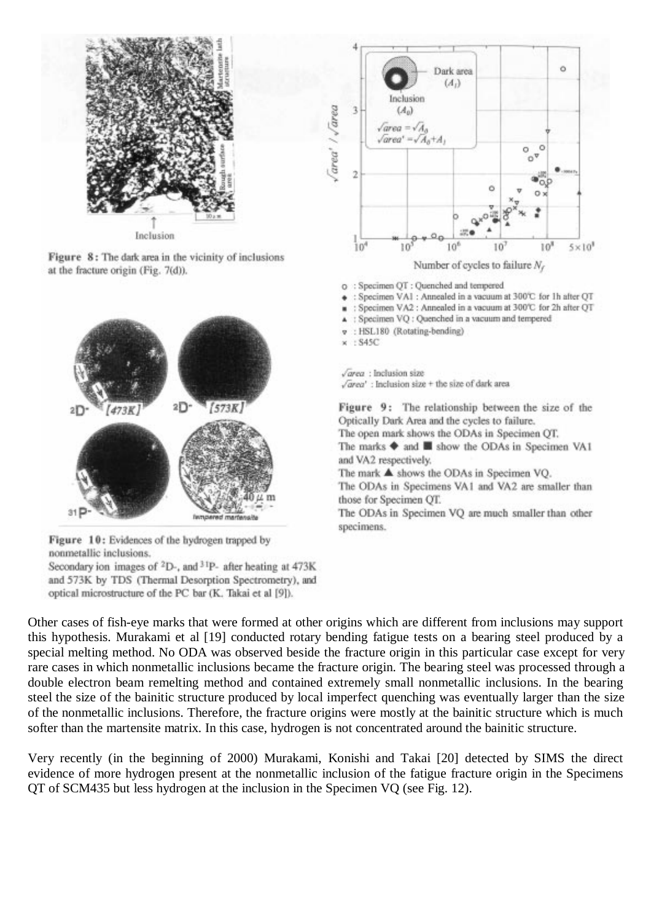Figure 8: The dark area in the vicinity of inclusions at the fracture origin (Fig. 7(d)).

Figure 9: The relationship between the size of the Optically Dark Area and the cycles to failure.
The open mark shows the ODAs in Specimen QT.
The marks ◆ and ■ show the ODAs in Specimen VA1 and VA2 respectively.
The mark ▲ shows the ODAs in Specimen VQ.
The ODAs in Specimens VA1 and VA2 are smaller than those for Specimen QT.
The ODAs in Specimen VQ are much smaller than other specimens.

Figure 10: Evidences of the hydrogen trapped by nonmetallic inclusions.
Secondary ion images of $^{2}$D-, and $^{31}$P- after heating at 473K and 573K by TDS (Thermal Desorption Spectrometry), and optical microstructure of the PC bar (K. Takai et al [9]).

Other cases of fish-eye marks that were formed at other origins which are different from inclusions may support this hypothesis. Murakami et al [19] conducted rotary bending fatigue tests on a bearing steel produced by a special melting method. No ODA was observed beside the fracture origin in this particular case except for very rare cases in which nonmetallic inclusions became the fracture origin. The bearing steel was processed through a double electron beam remelting method and contained extremely small nonmetallic inclusions. In the bearing steel the size of the bainitic structure produced by local imperfect quenching was eventually larger than the size of the nonmetallic inclusions. Therefore, the fracture origins were mostly at the bainitic structure which is much softer than the martensite matrix. In this case, hydrogen is not concentrated around the bainitic structure.

Very recently (in the beginning of 2000) Murakami, Konishi and Takai [20] detected by SIMS the direct evidence of more hydrogen present at the nonmetallic inclusion of the fatigue fracture origin in the Specimens QT of SCM435 but less hydrogen at the inclusion in the Specimen VQ (see Fig. 12).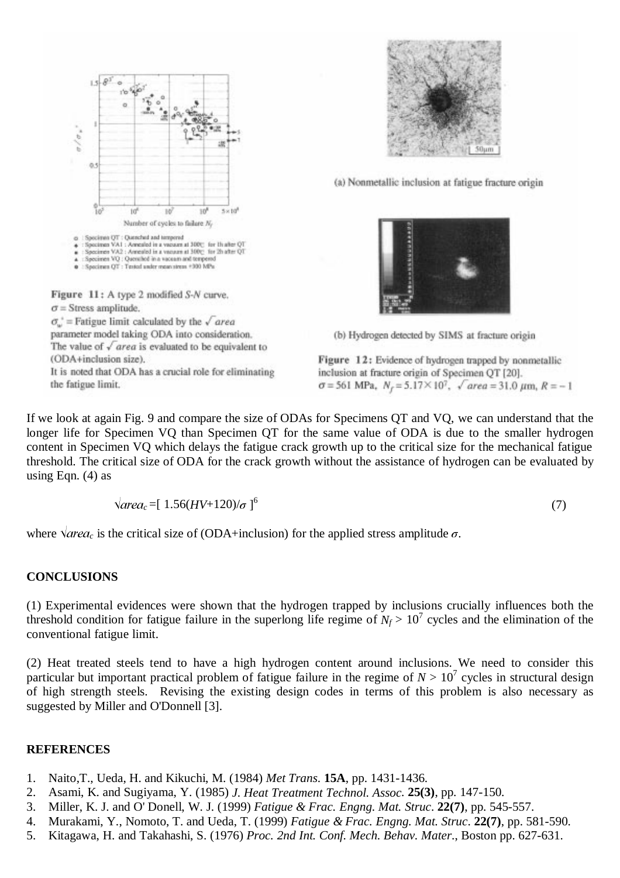Figure 11: A type 2 modified S-N curve.
$\sigma$ = Stress amplitude.
$\sigma_w^*$ = Fatigue limit calculated by the $\sqrt{area}$ parameter model taking ODA into consideration.
The value of $\sqrt{area}$ is evaluated to be equivalent to (ODA+inclusion size).
It is noted that ODA has a crucial role for eliminating the fatigue limit.

(a) Nonmetallic inclusion at fatigue fracture origin

(b) Hydrogen detected by SIMS at fracture origin

Figure 12: Evidence of hydrogen trapped by nonmetallic inclusion at fracture origin of Specimen QT [20].
$\sigma = 561$ MPa, $N_f = 5.17 \times 10^7$, $\sqrt{area} = 31.0$ $\mu$m, $R = -1$

If we look at again Fig. 9 and compare the size of ODAs for Specimens QT and VQ, we can understand that the longer life for Specimen VQ than Specimen QT for the same value of ODA is due to the smaller hydrogen content in Specimen VQ which delays the fatigue crack growth up to the critical size for the mechanical fatigue threshold. The critical size of ODA for the crack growth without the assistance of hydrogen can be evaluated by using Eqn. (4) as

$$\sqrt{area_c} = [\,1.56(HV+120)/\sigma\,]^6 \qquad (7)$$

where $\sqrt{area_c}$ is the critical size of (ODA+inclusion) for the applied stress amplitude $\sigma$.

## CONCLUSIONS

(1) Experimental evidences were shown that the hydrogen trapped by inclusions crucially influences both the threshold condition for fatigue failure in the superlong life regime of $N_f > 10^7$ cycles and the elimination of the conventional fatigue limit.

(2) Heat treated steels tend to have a high hydrogen content around inclusions. We need to consider this particular but important practical problem of fatigue failure in the regime of $N > 10^7$ cycles in structural design of high strength steels. Revising the existing design codes in terms of this problem is also necessary as suggested by Miller and O'Donnell [3].

## REFERENCES

1. Naito,T., Ueda, H. and Kikuchi, M. (1984) *Met Trans.* **15A**, pp. 1431-1436.
2. Asami, K. and Sugiyama, Y. (1985) *J. Heat Treatment Technol. Assoc.* **25(3)**, pp. 147-150.
3. Miller, K. J. and O' Donell, W. J. (1999) *Fatigue & Frac. Engng. Mat. Struc*. **22(7)**, pp. 545-557.
4. Murakami, Y., Nomoto, T. and Ueda, T. (1999) *Fatigue & Frac. Engng. Mat. Struc*. **22(7)**, pp. 581-590.
5. Kitagawa, H. and Takahashi, S. (1976) *Proc. 2nd Int. Conf. Mech. Behav. Mater.*, Boston pp. 627-631.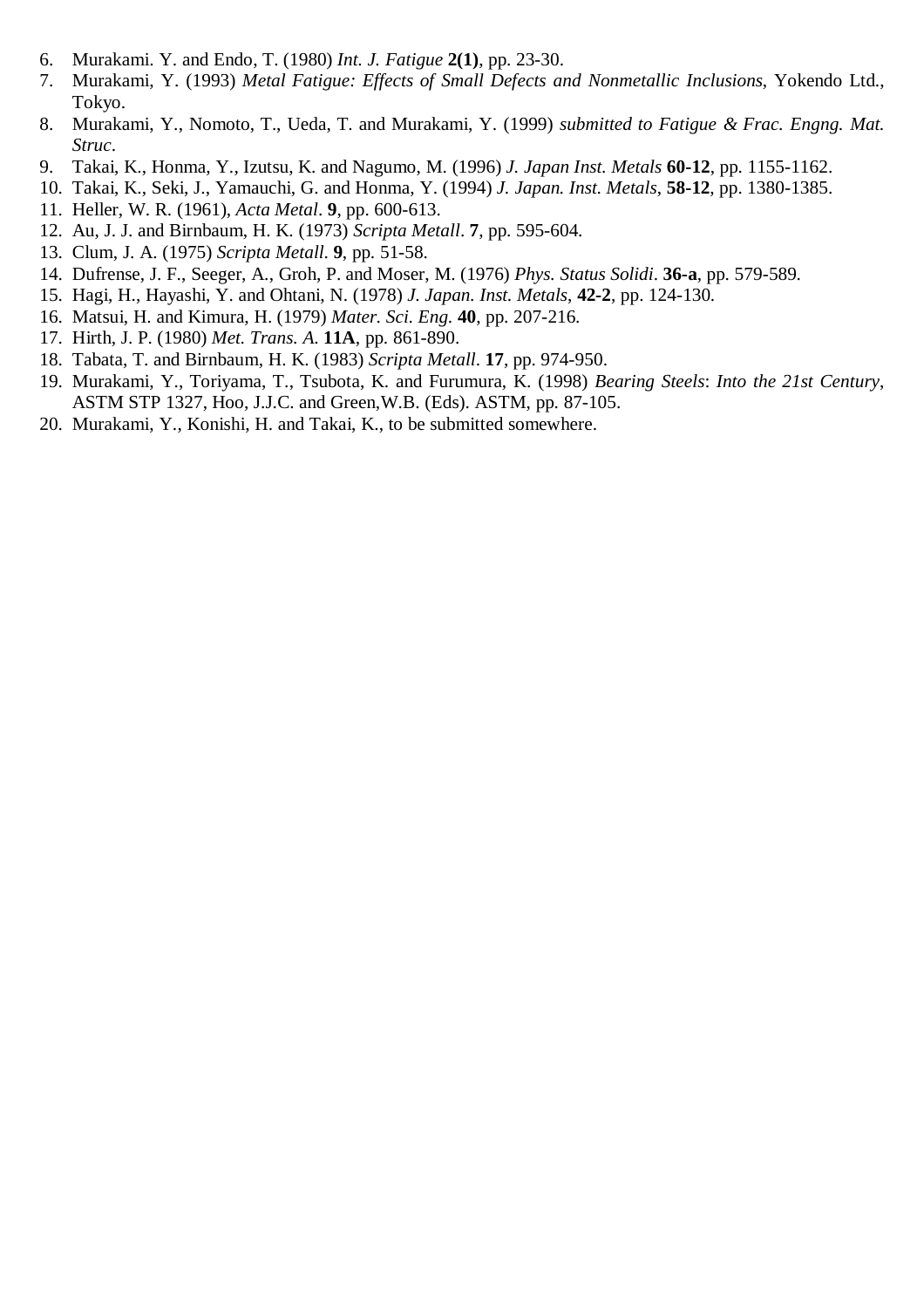6. Murakami. Y. and Endo, T. (1980) *Int. J. Fatigue* **2(1)**, pp. 23-30.
7. Murakami, Y. (1993) *Metal Fatigue: Effects of Small Defects and Nonmetallic Inclusions*, Yokendo Ltd., Tokyo.
8. Murakami, Y., Nomoto, T., Ueda, T. and Murakami, Y. (1999) *submitted to Fatigue & Frac. Engng. Mat. Struc*.
9. Takai, K., Honma, Y., Izutsu, K. and Nagumo, M. (1996) *J. Japan Inst. Metals* **60-12**, pp. 1155-1162.
10. Takai, K., Seki, J., Yamauchi, G. and Honma, Y. (1994) *J. Japan. Inst. Metals*, **58-12**, pp. 1380-1385.
11. Heller, W. R. (1961), *Acta Metal*. **9**, pp. 600-613.
12. Au, J. J. and Birnbaum, H. K. (1973) *Scripta Metall*. **7**, pp. 595-604.
13. Clum, J. A. (1975) *Scripta Metall*. **9**, pp. 51-58.
14. Dufrense, J. F., Seeger, A., Groh, P. and Moser, M. (1976) *Phys. Status Solidi*. **36-a**, pp. 579-589.
15. Hagi, H., Hayashi, Y. and Ohtani, N. (1978) *J. Japan. Inst. Metals*, **42-2**, pp. 124-130.
16. Matsui, H. and Kimura, H. (1979) *Mater. Sci. Eng.* **40**, pp. 207-216.
17. Hirth, J. P. (1980) *Met. Trans. A*. **11A**, pp. 861-890.
18. Tabata, T. and Birnbaum, H. K. (1983) *Scripta Metall*. **17**, pp. 974-950.
19. Murakami, Y., Toriyama, T., Tsubota, K. and Furumura, K. (1998) *Bearing Steels*: *Into the 21st Century*, ASTM STP 1327, Hoo, J.J.C. and Green,W.B. (Eds). ASTM, pp. 87-105.
20. Murakami, Y., Konishi, H. and Takai, K., to be submitted somewhere.